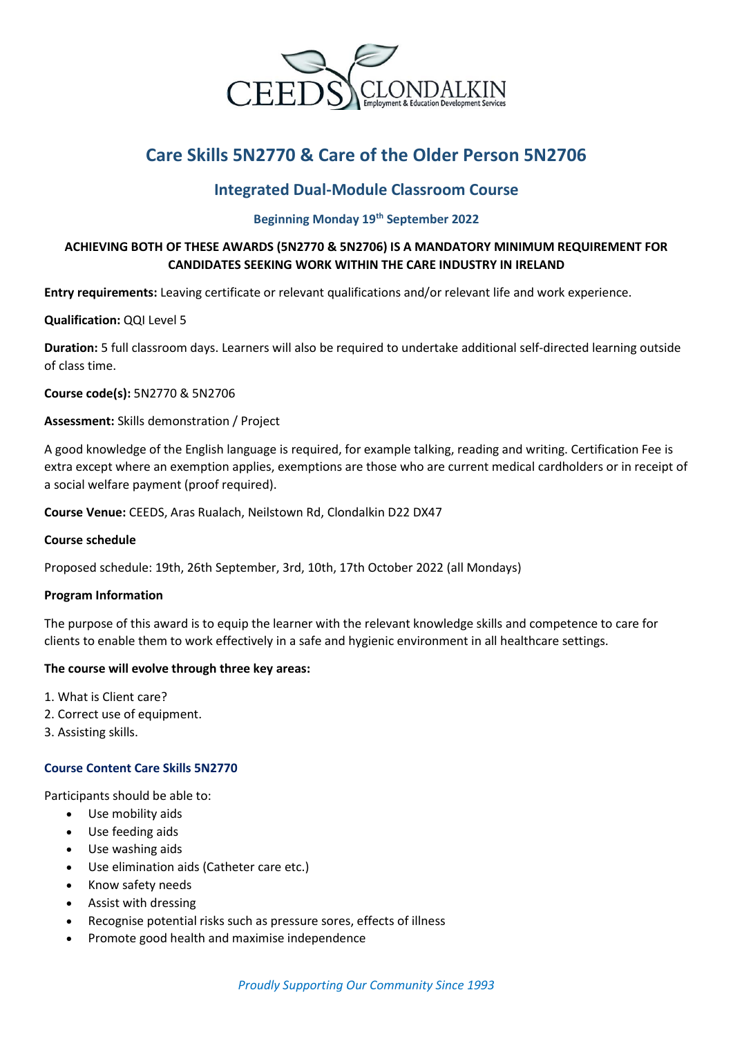# Care Skills 5N2770 & Care of the Older Person 5N2706

## Integrated Dual-Module Classroom Course

### Beginning Monday 19th September 2022

**ACHIEVING BOTH OF THESE AWARDS (5N2770 & 5N2706) IS A MANDATORY MINIMUM REQUIREMENT FOR CANDIDATES SEEKING WORK WITHIN THE CARE INDUSTRY IN IRELAND**

**Entry requirements:** Leaving certificate or relevant qualifications and/or relevant life and work experience.

**Qualification:** QQI Level 5

**Duration:** 5 full classroom days. Learners will also be required to undertake additional self-directed learning outside of class time.

**Course code(s):** 5N2770 & 5N2706

**Assessment:** Skills demonstration / Project

A good knowledge of the English language is required, for example talking, reading and writing. Certification Fee is extra except where an exemption applies, exemptions are those who are current medical cardholders or in receipt of a social welfare payment (proof required).

**Course Venue:** CEEDS, Aras Rualach, Neilstown Rd, Clondalkin D22 DX47

**Course schedule**

Proposed schedule: 19th, 26th September, 3rd, 10th, 17th October 2022 (all Mondays)

**Program Information**

The purpose of this award is to equip the learner with the relevant knowledge skills and competence to care for clients to enable them to work effectively in a safe and hygienic environment in all healthcare settings.

**The course will evolve through three key areas:**

1. What is Client care?
2. Correct use of equipment.
3. Assisting skills.

#### Course Content Care Skills 5N2770

Participants should be able to:

- Use mobility aids
- Use feeding aids
- Use washing aids
- Use elimination aids (Catheter care etc.)
- Know safety needs
- Assist with dressing
- Recognise potential risks such as pressure sores, effects of illness
- Promote good health and maximise independence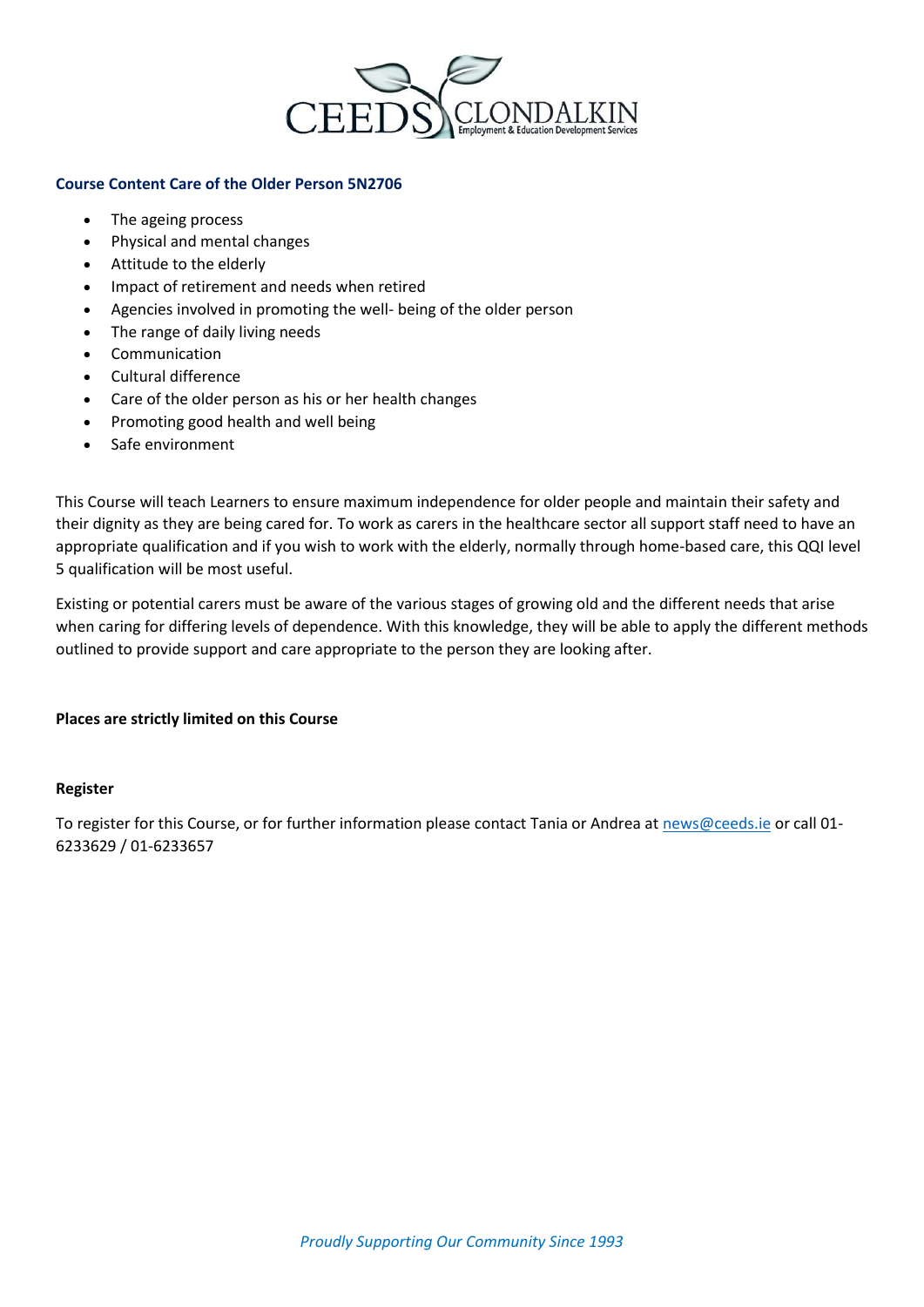CEEDS CLONDALKIN
Employment & Education Development Services

## Course Content Care of the Older Person 5N2706

- The ageing process
- Physical and mental changes
- Attitude to the elderly
- Impact of retirement and needs when retired
- Agencies involved in promoting the well- being of the older person
- The range of daily living needs
- Communication
- Cultural difference
- Care of the older person as his or her health changes
- Promoting good health and well being
- Safe environment

This Course will teach Learners to ensure maximum independence for older people and maintain their safety and their dignity as they are being cared for. To work as carers in the healthcare sector all support staff need to have an appropriate qualification and if you wish to work with the elderly, normally through home-based care, this QQI level 5 qualification will be most useful.

Existing or potential carers must be aware of the various stages of growing old and the different needs that arise when caring for differing levels of dependence. With this knowledge, they will be able to apply the different methods outlined to provide support and care appropriate to the person they are looking after.

**Places are strictly limited on this Course**

**Register**

To register for this Course, or for further information please contact Tania or Andrea at news@ceeds.ie or call 01-6233629 / 01-6233657

*Proudly Supporting Our Community Since 1993*